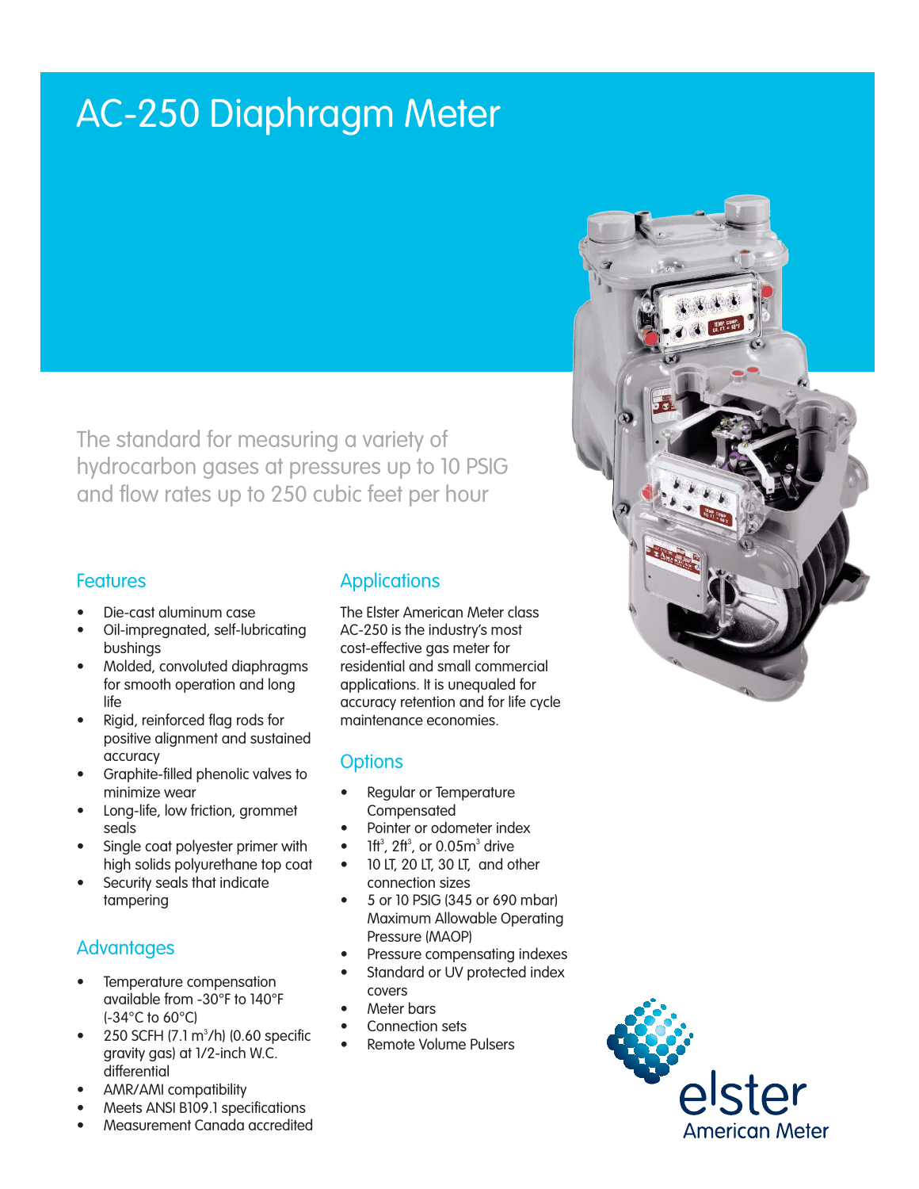# AC-250 Diaphragm Meter

The standard for measuring a variety of hydrocarbon gases at pressures up to 10 PSIG and flow rates up to 250 cubic feet per hour

## Features

- Die-cast aluminum case
- Oil-impregnated, self-lubricating bushings
- Molded, convoluted diaphragms for smooth operation and long life
- Rigid, reinforced flag rods for positive alignment and sustained accuracy
- Graphite-filled phenolic valves to minimize wear
- Long-life, low friction, grommet seals
- Single coat polyester primer with high solids polyurethane top coat
- Security seals that indicate tampering

## Advantages

- Temperature compensation available from -30°F to 140°F (-34°C to 60°C)
- 250 SCFH (7.1 $m^3$/h) (0.60 specific gravity gas) at 1/2-inch W.C. differential
- AMR/AMI compatibility
- Meets ANSI B109.1 specifications
- Measurement Canada accredited

## Applications

The Elster American Meter class AC-250 is the industry's most cost-effective gas meter for residential and small commercial applications. It is unequaled for accuracy retention and for life cycle maintenance economies.

## Options

- Regular or Temperature Compensated
- Pointer or odometer index
- 1$ft^3$, 2$ft^3$, or 0.05$m^3$ drive
- 10 LT, 20 LT, 30 LT, and other connection sizes
- 5 or 10 PSIG (345 or 690 mbar) Maximum Allowable Operating Pressure (MAOP)
- Pressure compensating indexes
- Standard or UV protected index covers
- Meter bars
- Connection sets
- Remote Volume Pulsers

elster
American Meter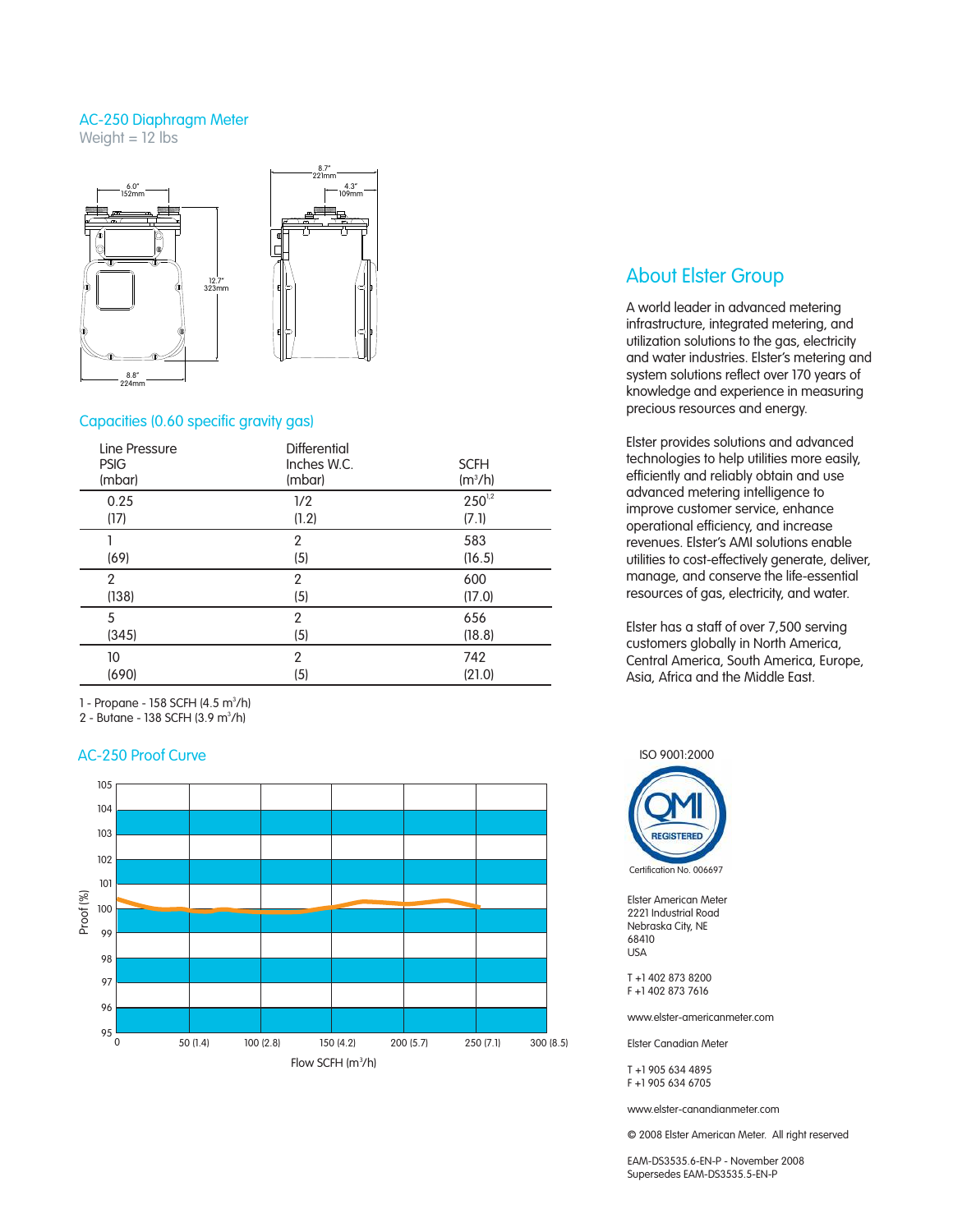## AC-250 Diaphragm Meter

Weight = 12 lbs

6.0"
152mm

12.7"
323mm

8.8"
224mm

8.7"
221mm

4.3"
109mm

### Capacities (0.60 specific gravity gas)

| Line Pressure PSIG (mbar) | Differential Inches W.C. (mbar) | SCFH ($m^3$/h) |
|---|---|---|
| 0.25 (17) | 1/2 (1.2) | 250[1,2] (7.1) |
| 1 (69) | 2 (5) | 583 (16.5) |
| 2 (138) | 2 (5) | 600 (17.0) |
| 5 (345) | 2 (5) | 656 (18.8) |
| 10 (690) | 2 (5) | 742 (21.0) |

1 - Propane - 158 SCFH (4.5 $m^3$/h)
2 - Butane - 138 SCFH (3.9 $m^3$/h)

### AC-250 Proof Curve

Proof (%)

105
104
103
102
101
100
99
98
97
96
95

0
50 (1.4)
100 (2.8)
150 (4.2)
200 (5.7)
250 (7.1)
300 (8.5)

Flow SCFH ($m^3$/h)

## About Elster Group

A world leader in advanced metering infrastructure, integrated metering, and utilization solutions to the gas, electricity and water industries. Elster's metering and system solutions reflect over 170 years of knowledge and experience in measuring precious resources and energy.

Elster provides solutions and advanced technologies to help utilities more easily, efficiently and reliably obtain and use advanced metering intelligence to improve customer service, enhance operational efficiency, and increase revenues. Elster's AMI solutions enable utilities to cost-effectively generate, deliver, manage, and conserve the life-essential resources of gas, electricity, and water.

Elster has a staff of over 7,500 serving customers globally in North America, Central America, South America, Europe, Asia, Africa and the Middle East.

ISO 9001:2000

QMI REGISTERED

Certification No. 006697

Elster American Meter
2221 Industrial Road
Nebraska City, NE
68410
USA

T +1 402 873 8200
F +1 402 873 7616

www.elster-americanmeter.com

Elster Canadian Meter

T +1 905 634 4895
F +1 905 634 6705

www.elster-canandianmeter.com

© 2008 Elster American Meter. All right reserved

EAM-DS3535.6-EN-P - November 2008
Supersedes EAM-DS3535.5-EN-P